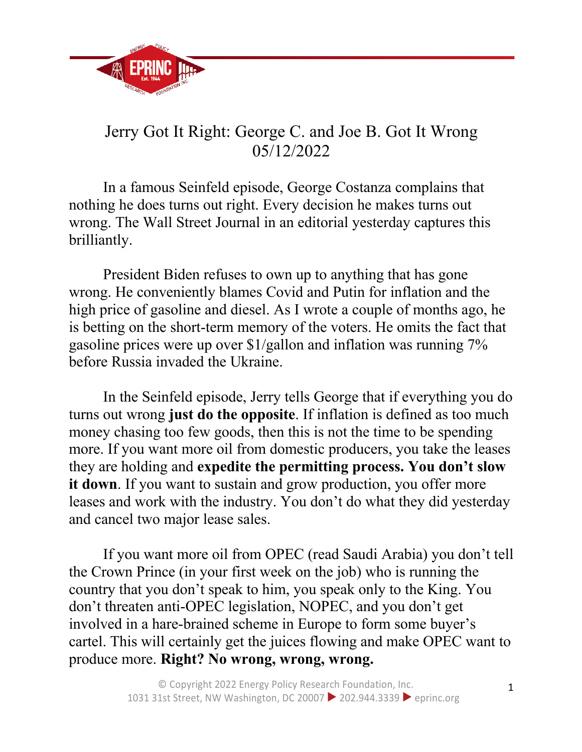# Jerry Got It Right: George C. and Joe B. Got It Wrong

05/12/2022

In a famous Seinfeld episode, George Costanza complains that nothing he does turns out right. Every decision he makes turns out wrong. The Wall Street Journal in an editorial yesterday captures this brilliantly.

President Biden refuses to own up to anything that has gone wrong. He conveniently blames Covid and Putin for inflation and the high price of gasoline and diesel. As I wrote a couple of months ago, he is betting on the short-term memory of the voters. He omits the fact that gasoline prices were up over $1/gallon and inflation was running 7% before Russia invaded the Ukraine.

In the Seinfeld episode, Jerry tells George that if everything you do turns out wrong **just do the opposite**. If inflation is defined as too much money chasing too few goods, then this is not the time to be spending more. If you want more oil from domestic producers, you take the leases they are holding and **expedite the permitting process. You don't slow it down**. If you want to sustain and grow production, you offer more leases and work with the industry. You don't do what they did yesterday and cancel two major lease sales.

If you want more oil from OPEC (read Saudi Arabia) you don't tell the Crown Prince (in your first week on the job) who is running the country that you don't speak to him, you speak only to the King. You don't threaten anti-OPEC legislation, NOPEC, and you don't get involved in a hare-brained scheme in Europe to form some buyer's cartel. This will certainly get the juices flowing and make OPEC want to produce more. **Right? No wrong, wrong, wrong.**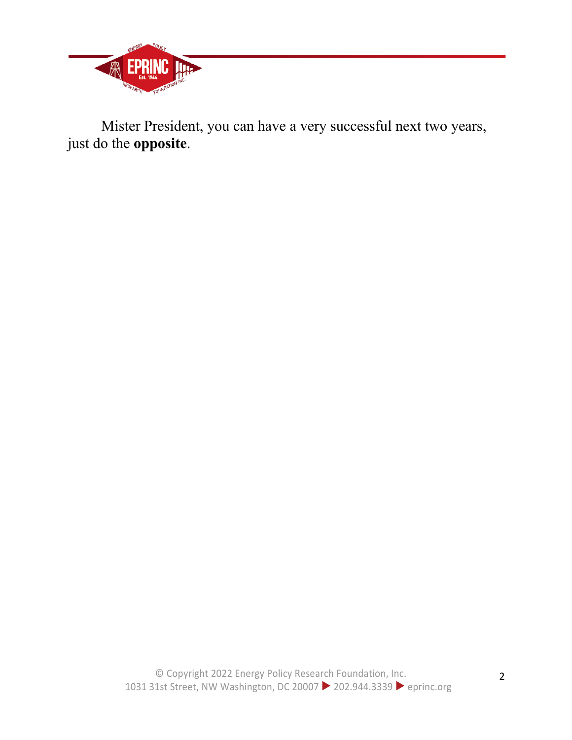Mister President, you can have a very successful next two years, just do the **opposite**.